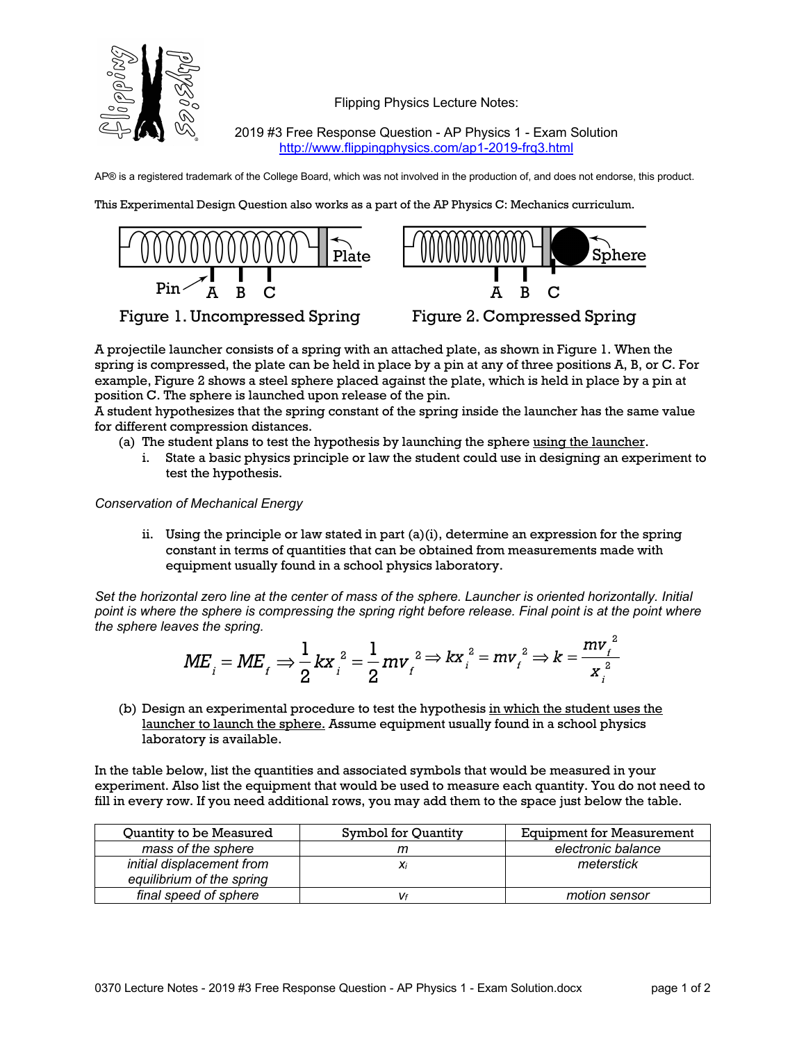Flipping Physics Lecture Notes:

2019 #3 Free Response Question - AP Physics 1 - Exam Solution
http://www.flippingphysics.com/ap1-2019-frq3.html

AP® is a registered trademark of the College Board, which was not involved in the production of, and does not endorse, this product.

This Experimental Design Question also works as a part of the AP Physics C: Mechanics curriculum.

Figure 1. Uncompressed Spring

Figure 2. Compressed Spring

A projectile launcher consists of a spring with an attached plate, as shown in Figure 1. When the spring is compressed, the plate can be held in place by a pin at any of three positions A, B, or C. For example, Figure 2 shows a steel sphere placed against the plate, which is held in place by a pin at position C. The sphere is launched upon release of the pin.

A student hypothesizes that the spring constant of the spring inside the launcher has the same value for different compression distances.

(a) The student plans to test the hypothesis by launching the sphere using the launcher.

i. State a basic physics principle or law the student could use in designing an experiment to test the hypothesis.

*Conservation of Mechanical Energy*

ii. Using the principle or law stated in part (a)(i), determine an expression for the spring constant in terms of quantities that can be obtained from measurements made with equipment usually found in a school physics laboratory.

*Set the horizontal zero line at the center of mass of the sphere. Launcher is oriented horizontally. Initial point is where the sphere is compressing the spring right before release. Final point is at the point where the sphere leaves the spring.*

$$ME_i = ME_f \Rightarrow \frac{1}{2}kx_i^2 = \frac{1}{2}mv_f^2 \Rightarrow kx_i^2 = mv_f^2 \Rightarrow k = \frac{mv_f^2}{x_i^2}$$

(b) Design an experimental procedure to test the hypothesis in which the student uses the launcher to launch the sphere. Assume equipment usually found in a school physics laboratory is available.

In the table below, list the quantities and associated symbols that would be measured in your experiment. Also list the equipment that would be used to measure each quantity. You do not need to fill in every row. If you need additional rows, you may add them to the space just below the table.

| Quantity to be Measured | Symbol for Quantity | Equipment for Measurement |
|---|---|---|
| *mass of the sphere* | $m$ | *electronic balance* |
| *initial displacement from equilibrium of the spring* | $x_i$ | *meterstick* |
| *final speed of sphere* | $v_f$ | *motion sensor* |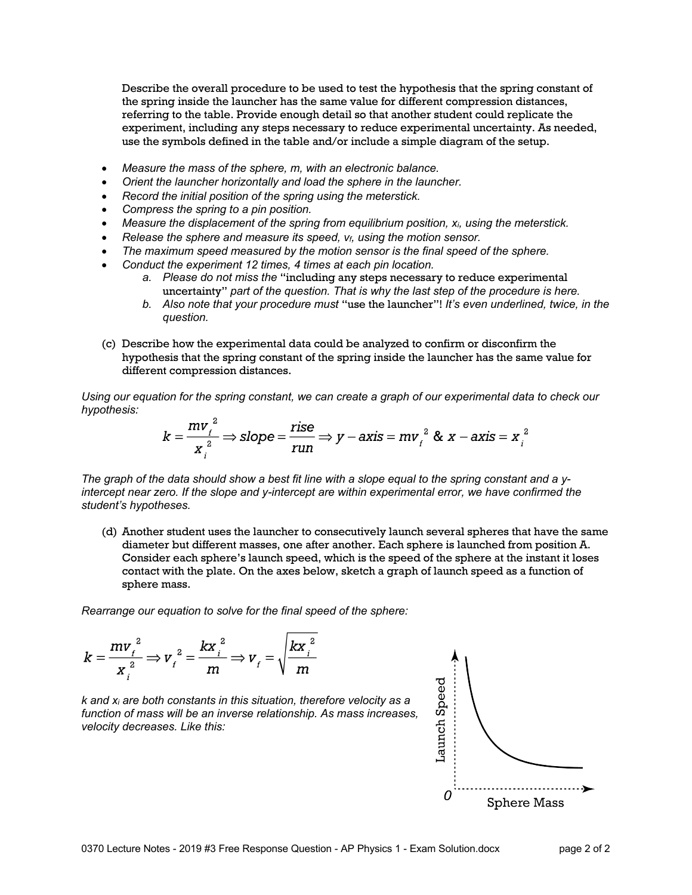Describe the overall procedure to be used to test the hypothesis that the spring constant of the spring inside the launcher has the same value for different compression distances, referring to the table. Provide enough detail so that another student could replicate the experiment, including any steps necessary to reduce experimental uncertainty. As needed, use the symbols defined in the table and/or include a simple diagram of the setup.

- *Measure the mass of the sphere, m, with an electronic balance.*
- *Orient the launcher horizontally and load the sphere in the launcher.*
- *Record the initial position of the spring using the meterstick.*
- *Compress the spring to a pin position.*
- *Measure the displacement of the spring from equilibrium position, $x_i$, using the meterstick.*
- *Release the sphere and measure its speed, $v_f$, using the motion sensor.*
- *The maximum speed measured by the motion sensor is the final speed of the sphere.*
- *Conduct the experiment 12 times, 4 times at each pin location.*
    a. *Please do not miss the* "including any steps necessary to reduce experimental uncertainty" *part of the question. That is why the last step of the procedure is here.*
    b. *Also note that your procedure must* "use the launcher"! *It's even underlined, twice, in the question.*

(c) Describe how the experimental data could be analyzed to confirm or disconfirm the hypothesis that the spring constant of the spring inside the launcher has the same value for different compression distances.

*Using our equation for the spring constant, we can create a graph of our experimental data to check our hypothesis:*

$$k = \frac{mv_f^2}{x_i^2} \Rightarrow slope = \frac{rise}{run} \Rightarrow y - axis = mv_f^2 \;\&\; x - axis = x_i^2$$

*The graph of the data should show a best fit line with a slope equal to the spring constant and a y-intercept near zero. If the slope and y-intercept are within experimental error, we have confirmed the student's hypotheses.*

(d) Another student uses the launcher to consecutively launch several spheres that have the same diameter but different masses, one after another. Each sphere is launched from position A. Consider each sphere's launch speed, which is the speed of the sphere at the instant it loses contact with the plate. On the axes below, sketch a graph of launch speed as a function of sphere mass.

*Rearrange our equation to solve for the final speed of the sphere:*

$$k = \frac{mv_f^2}{x_i^2} \Rightarrow v_f^2 = \frac{kx_i^2}{m} \Rightarrow v_f = \sqrt{\frac{kx_i^2}{m}}$$

*k and $x_i$ are both constants in this situation, therefore velocity as a function of mass will be an inverse relationship. As mass increases, velocity decreases. Like this:*

Launch Speed

0

Sphere Mass